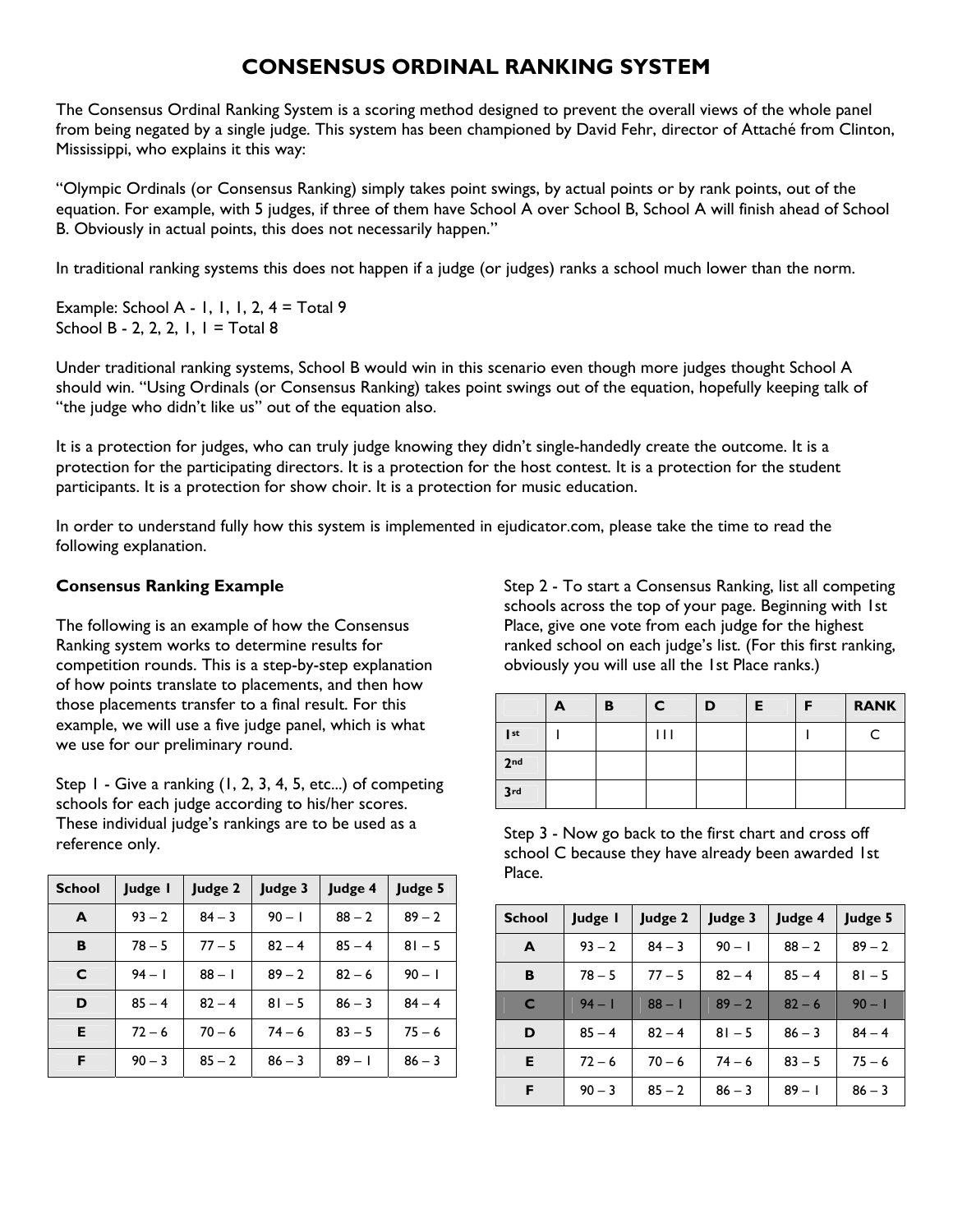# CONSENSUS ORDINAL RANKING SYSTEM

The Consensus Ordinal Ranking System is a scoring method designed to prevent the overall views of the whole panel from being negated by a single judge. This system has been championed by David Fehr, director of Attaché from Clinton, Mississippi, who explains it this way:

"Olympic Ordinals (or Consensus Ranking) simply takes point swings, by actual points or by rank points, out of the equation. For example, with 5 judges, if three of them have School A over School B, School A will finish ahead of School B. Obviously in actual points, this does not necessarily happen."

In traditional ranking systems this does not happen if a judge (or judges) ranks a school much lower than the norm.

Example: School A - 1, 1, 1, 2, 4 = Total 9
School B - 2, 2, 2, 1, 1 = Total 8

Under traditional ranking systems, School B would win in this scenario even though more judges thought School A should win. "Using Ordinals (or Consensus Ranking) takes point swings out of the equation, hopefully keeping talk of "the judge who didn't like us" out of the equation also.

It is a protection for judges, who can truly judge knowing they didn't single-handedly create the outcome. It is a protection for the participating directors. It is a protection for the host contest. It is a protection for the student participants. It is a protection for show choir. It is a protection for music education.

In order to understand fully how this system is implemented in ejudicator.com, please take the time to read the following explanation.

### Consensus Ranking Example

The following is an example of how the Consensus Ranking system works to determine results for competition rounds. This is a step-by-step explanation of how points translate to placements, and then how those placements transfer to a final result. For this example, we will use a five judge panel, which is what we use for our preliminary round.

Step 1 - Give a ranking (1, 2, 3, 4, 5, etc...) of competing schools for each judge according to his/her scores. These individual judge's rankings are to be used as a reference only.

| School | Judge 1 | Judge 2 | Judge 3 | Judge 4 | Judge 5 |
|---|---|---|---|---|---|
| A | 93 – 2 | 84 – 3 | 90 – 1 | 88 – 2 | 89 – 2 |
| B | 78 – 5 | 77 – 5 | 82 – 4 | 85 – 4 | 81 – 5 |
| C | 94 – 1 | 88 – 1 | 89 – 2 | 82 – 6 | 90 – 1 |
| D | 85 – 4 | 82 – 4 | 81 – 5 | 86 – 3 | 84 – 4 |
| E | 72 – 6 | 70 – 6 | 74 – 6 | 83 – 5 | 75 – 6 |
| F | 90 – 3 | 85 – 2 | 86 – 3 | 89 – 1 | 86 – 3 |

Step 2 - To start a Consensus Ranking, list all competing schools across the top of your page. Beginning with 1st Place, give one vote from each judge for the highest ranked school on each judge's list. (For this first ranking, obviously you will use all the 1st Place ranks.)

| | A | B | C | D | E | F | RANK |
|---|---|---|---|---|---|---|---|
| 1st | I | | III | | | I | C |
| 2nd | | | | | | | |
| 3rd | | | | | | | |

Step 3 - Now go back to the first chart and cross off school C because they have already been awarded 1st Place.

| School | Judge 1 | Judge 2 | Judge 3 | Judge 4 | Judge 5 |
|---|---|---|---|---|---|
| A | 93 – 2 | 84 – 3 | 90 – 1 | 88 – 2 | 89 – 2 |
| B | 78 – 5 | 77 – 5 | 82 – 4 | 85 – 4 | 81 – 5 |
| C | 94 – 1 | 88 – 1 | 89 – 2 | 82 – 6 | 90 – 1 |
| D | 85 – 4 | 82 – 4 | 81 – 5 | 86 – 3 | 84 – 4 |
| E | 72 – 6 | 70 – 6 | 74 – 6 | 83 – 5 | 75 – 6 |
| F | 90 – 3 | 85 – 2 | 86 – 3 | 89 – 1 | 86 – 3 |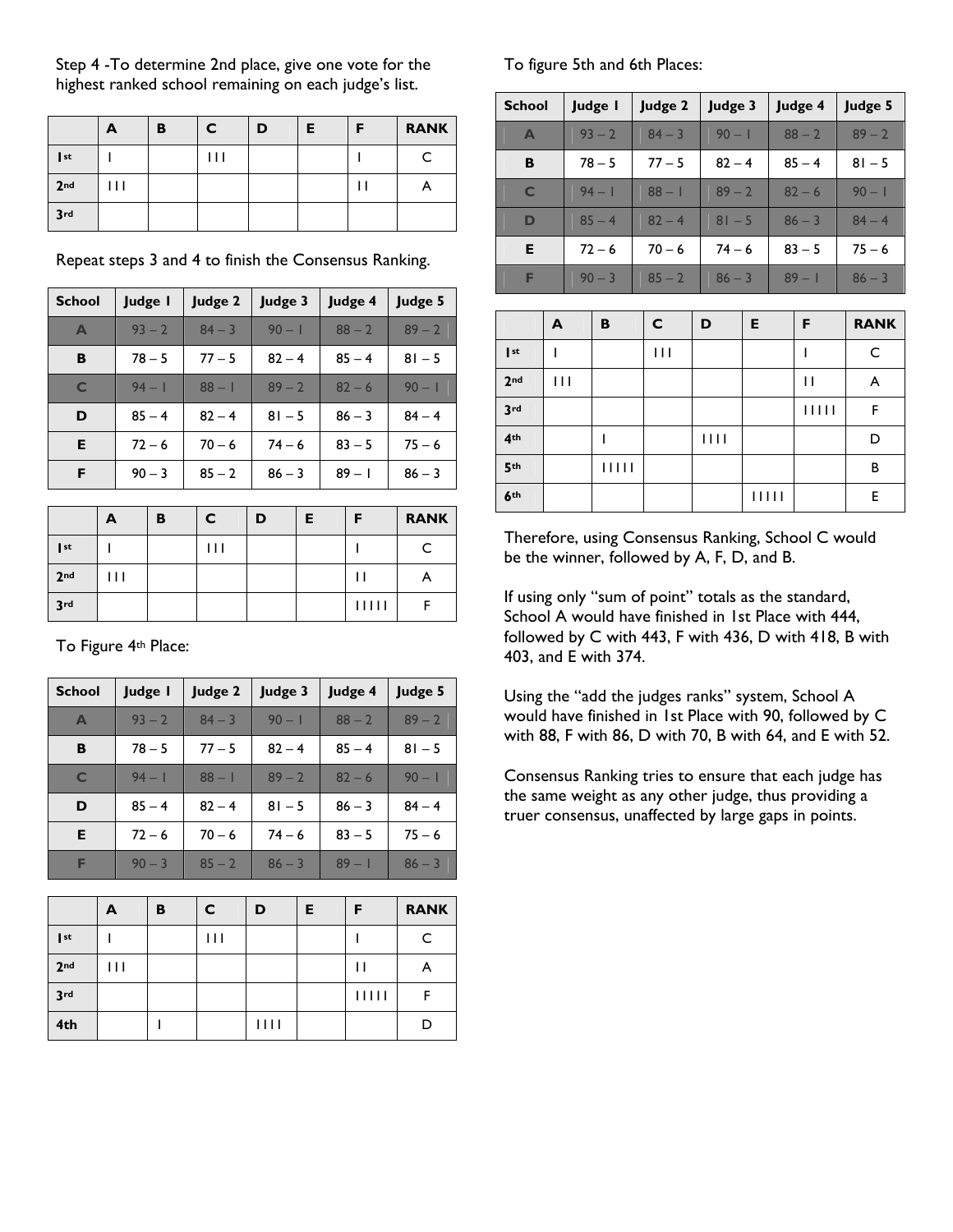Step 4 -To determine 2nd place, give one vote for the highest ranked school remaining on each judge's list.

| | A | B | C | D | E | F | RANK |
|---|---|---|---|---|---|---|---|
| 1st | I | | III | | | I | C |
| 2nd | III | | | | | II | A |
| 3rd | | | | | | | |

Repeat steps 3 and 4 to finish the Consensus Ranking.

| School | Judge 1 | Judge 2 | Judge 3 | Judge 4 | Judge 5 |
|---|---|---|---|---|---|
| A | 93 – 2 | 84 – 3 | 90 – 1 | 88 – 2 | 89 – 2 |
| B | 78 – 5 | 77 – 5 | 82 – 4 | 85 – 4 | 81 – 5 |
| C | 94 – 1 | 88 – 1 | 89 – 2 | 82 – 6 | 90 – 1 |
| D | 85 – 4 | 82 – 4 | 81 – 5 | 86 – 3 | 84 – 4 |
| E | 72 – 6 | 70 – 6 | 74 – 6 | 83 – 5 | 75 – 6 |
| F | 90 – 3 | 85 – 2 | 86 – 3 | 89 – 1 | 86 – 3 |

| | A | B | C | D | E | F | RANK |
|---|---|---|---|---|---|---|---|
| 1st | I | | III | | | I | C |
| 2nd | III | | | | | II | A |
| 3rd | | | | | | IIIII | F |

To Figure 4th Place:

| School | Judge 1 | Judge 2 | Judge 3 | Judge 4 | Judge 5 |
|---|---|---|---|---|---|
| A | 93 – 2 | 84 – 3 | 90 – 1 | 88 – 2 | 89 – 2 |
| B | 78 – 5 | 77 – 5 | 82 – 4 | 85 – 4 | 81 – 5 |
| C | 94 – 1 | 88 – 1 | 89 – 2 | 82 – 6 | 90 – 1 |
| D | 85 – 4 | 82 – 4 | 81 – 5 | 86 – 3 | 84 – 4 |
| E | 72 – 6 | 70 – 6 | 74 – 6 | 83 – 5 | 75 – 6 |
| F | 90 – 3 | 85 – 2 | 86 – 3 | 89 – 1 | 86 – 3 |

| | A | B | C | D | E | F | RANK |
|---|---|---|---|---|---|---|---|
| 1st | I | | III | | | I | C |
| 2nd | III | | | | | II | A |
| 3rd | | | | | | IIIII | F |
| 4th | | I | | IIII | | | D |

To figure 5th and 6th Places:

| School | Judge 1 | Judge 2 | Judge 3 | Judge 4 | Judge 5 |
|---|---|---|---|---|---|
| A | 93 – 2 | 84 – 3 | 90 – 1 | 88 – 2 | 89 – 2 |
| B | 78 – 5 | 77 – 5 | 82 – 4 | 85 – 4 | 81 – 5 |
| C | 94 – 1 | 88 – 1 | 89 – 2 | 82 – 6 | 90 – 1 |
| D | 85 – 4 | 82 – 4 | 81 – 5 | 86 – 3 | 84 – 4 |
| E | 72 – 6 | 70 – 6 | 74 – 6 | 83 – 5 | 75 – 6 |
| F | 90 – 3 | 85 – 2 | 86 – 3 | 89 – 1 | 86 – 3 |

| | A | B | C | D | E | F | RANK |
|---|---|---|---|---|---|---|---|
| 1st | I | | III | | | I | C |
| 2nd | III | | | | | II | A |
| 3rd | | | | | | IIIII | F |
| 4th | | I | | IIII | | | D |
| 5th | | IIIII | | | | | B |
| 6th | | | | | IIIII | | E |

Therefore, using Consensus Ranking, School C would be the winner, followed by A, F, D, and B.

If using only "sum of point" totals as the standard, School A would have finished in 1st Place with 444, followed by C with 443, F with 436, D with 418, B with 403, and E with 374.

Using the "add the judges ranks" system, School A would have finished in 1st Place with 90, followed by C with 88, F with 86, D with 70, B with 64, and E with 52.

Consensus Ranking tries to ensure that each judge has the same weight as any other judge, thus providing a truer consensus, unaffected by large gaps in points.